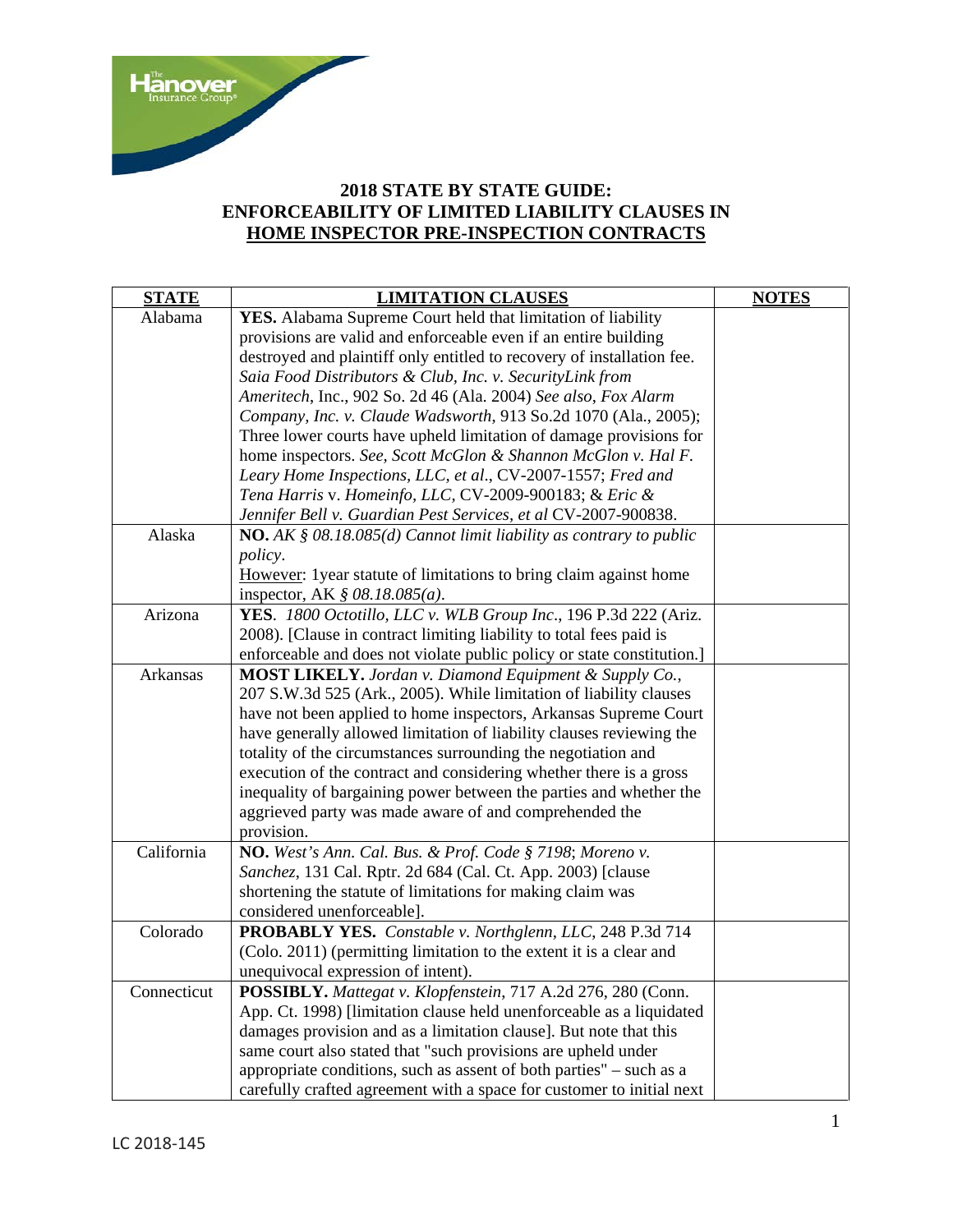## 2018 STATE BY STATE GUIDE: ENFORCEABILITY OF LIMITED LIABILITY CLAUSES IN HOME INSPECTOR PRE-INSPECTION CONTRACTS

| STATE | LIMITATION CLAUSES | NOTES |
|---|---|---|
| Alabama | **YES.** Alabama Supreme Court held that limitation of liability provisions are valid and enforceable even if an entire building destroyed and plaintiff only entitled to recovery of installation fee. *Saia Food Distributors & Club, Inc. v. SecurityLink from Ameritech*, Inc., 902 So. 2d 46 (Ala. 2004) *See also, Fox Alarm Company, Inc. v. Claude Wadsworth*, 913 So.2d 1070 (Ala., 2005); Three lower courts have upheld limitation of damage provisions for home inspectors. *See, Scott McGlon & Shannon McGlon v. Hal F. Leary Home Inspections, LLC, et al*., CV-2007-1557; *Fred and Tena Harris* v. *Homeinfo, LLC*, CV-2009-900183; & *Eric & Jennifer Bell v. Guardian Pest Services, et al* CV-2007-900838. | |
| Alaska | **NO.** *AK § 08.18.085(d) Cannot limit liability as contrary to public policy*. <u>However</u>: 1year statute of limitations to bring claim against home inspector, AK *§ 08.18.085(a)*. | |
| Arizona | **YES**. *1800 Octotillo, LLC v. WLB Group Inc*., 196 P.3d 222 (Ariz. 2008). [Clause in contract limiting liability to total fees paid is enforceable and does not violate public policy or state constitution.] | |
| Arkansas | **MOST LIKELY.** *Jordan v. Diamond Equipment & Supply Co.*, 207 S.W.3d 525 (Ark., 2005). While limitation of liability clauses have not been applied to home inspectors, Arkansas Supreme Court have generally allowed limitation of liability clauses reviewing the totality of the circumstances surrounding the negotiation and execution of the contract and considering whether there is a gross inequality of bargaining power between the parties and whether the aggrieved party was made aware of and comprehended the provision. | |
| California | **NO.** *West's Ann. Cal. Bus. & Prof. Code § 7198*; *Moreno v. Sanchez*, 131 Cal. Rptr. 2d 684 (Cal. Ct. App. 2003) [clause shortening the statute of limitations for making claim was considered unenforceable]. | |
| Colorado | **PROBABLY YES.** *Constable v. Northglenn, LLC*, 248 P.3d 714 (Colo. 2011) (permitting limitation to the extent it is a clear and unequivocal expression of intent). | |
| Connecticut | **POSSIBLY.** *Mattegat v. Klopfenstein*, 717 A.2d 276, 280 (Conn. App. Ct. 1998) [limitation clause held unenforceable as a liquidated damages provision and as a limitation clause]. But note that this same court also stated that "such provisions are upheld under appropriate conditions, such as assent of both parties" – such as a carefully crafted agreement with a space for customer to initial next | |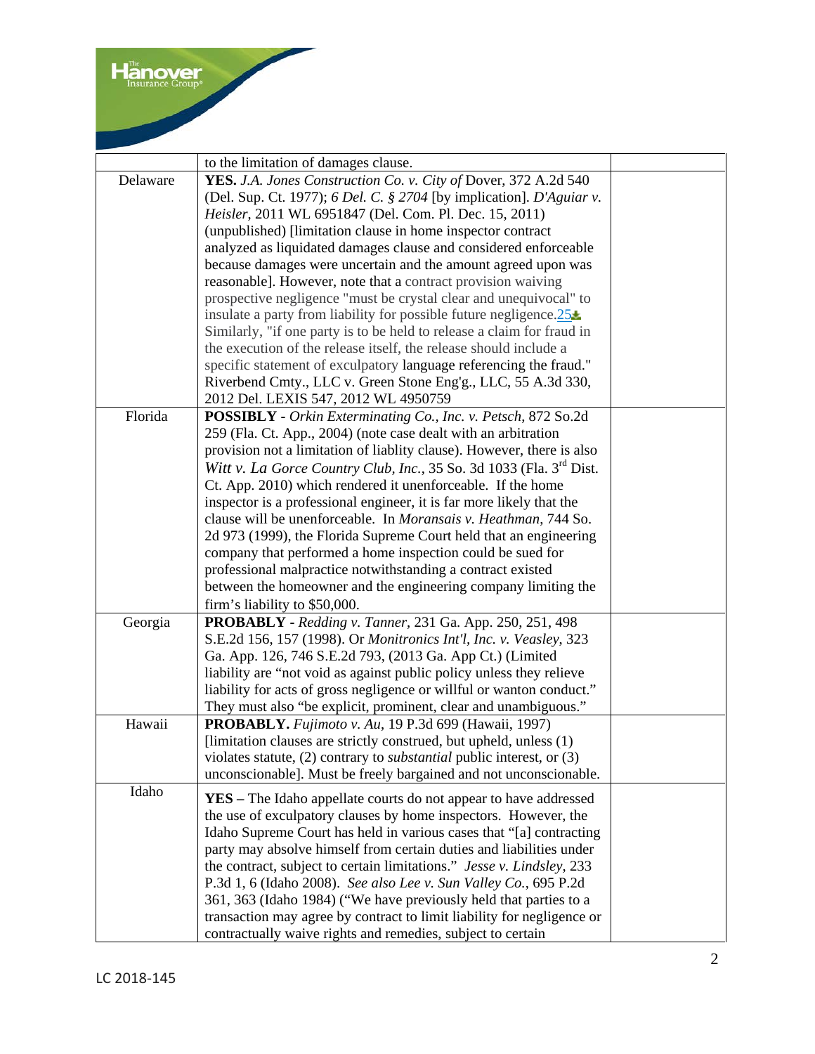| | | |
|---|---|---|
| | to the limitation of damages clause. | |
| Delaware | **YES.** *J.A. Jones Construction Co. v. City of* Dover, 372 A.2d 540 (Del. Sup. Ct. 1977); *6 Del. C. § 2704* [by implication]. *D'Aguiar v. Heisler*, 2011 WL 6951847 (Del. Com. Pl. Dec. 15, 2011) (unpublished) [limitation clause in home inspector contract analyzed as liquidated damages clause and considered enforceable because damages were uncertain and the amount agreed upon was reasonable]. However, note that a contract provision waiving prospective negligence "must be crystal clear and unequivocal" to insulate a party from liability for possible future negligence.25 Similarly, "if one party is to be held to release a claim for fraud in the execution of the release itself, the release should include a specific statement of exculpatory language referencing the fraud." Riverbend Cmty., LLC v. Green Stone Eng'g., LLC, 55 A.3d 330, 2012 Del. LEXIS 547, 2012 WL 4950759 | |
| Florida | **POSSIBLY** - *Orkin Exterminating Co., Inc. v. Petsch*, 872 So.2d 259 (Fla. Ct. App., 2004) (note case dealt with an arbitration provision not a limitation of liablity clause). However, there is also *Witt v. La Gorce Country Club, Inc.*, 35 So. 3d 1033 (Fla. 3rd Dist. Ct. App. 2010) which rendered it unenforceable. If the home inspector is a professional engineer, it is far more likely that the clause will be unenforceable. In *Moransais v. Heathman*, 744 So. 2d 973 (1999), the Florida Supreme Court held that an engineering company that performed a home inspection could be sued for professional malpractice notwithstanding a contract existed between the homeowner and the engineering company limiting the firm's liability to $50,000. | |
| Georgia | **PROBABLY** - *Redding v. Tanner*, 231 Ga. App. 250, 251, 498 S.E.2d 156, 157 (1998). Or *Monitronics Int'l, Inc. v. Veasley*, 323 Ga. App. 126, 746 S.E.2d 793, (2013 Ga. App Ct.) (Limited liability are "not void as against public policy unless they relieve liability for acts of gross negligence or willful or wanton conduct." They must also "be explicit, prominent, clear and unambiguous." | |
| Hawaii | **PROBABLY.** *Fujimoto v. Au*, 19 P.3d 699 (Hawaii, 1997) [limitation clauses are strictly construed, but upheld, unless (1) violates statute, (2) contrary to *substantial* public interest, or (3) unconscionable]. Must be freely bargained and not unconscionable. | |
| Idaho | **YES** – The Idaho appellate courts do not appear to have addressed the use of exculpatory clauses by home inspectors. However, the Idaho Supreme Court has held in various cases that "[a] contracting party may absolve himself from certain duties and liabilities under the contract, subject to certain limitations." *Jesse v. Lindsley*, 233 P.3d 1, 6 (Idaho 2008). *See also Lee v. Sun Valley Co.*, 695 P.2d 361, 363 (Idaho 1984) ("We have previously held that parties to a transaction may agree by contract to limit liability for negligence or contractually waive rights and remedies, subject to certain | |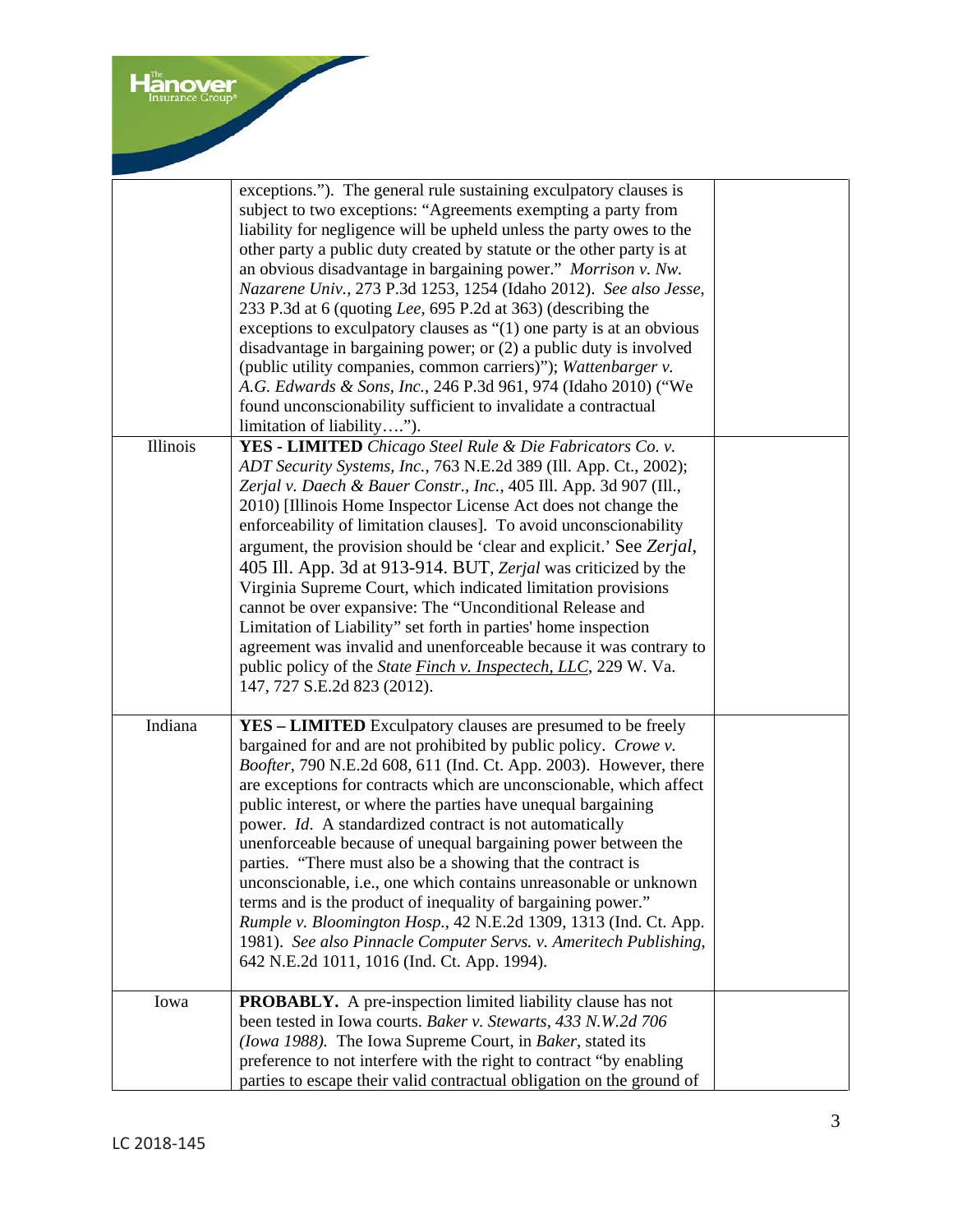| | | |
|---|---|---|
| | exceptions."). The general rule sustaining exculpatory clauses is subject to two exceptions: "Agreements exempting a party from liability for negligence will be upheld unless the party owes to the other party a public duty created by statute or the other party is at an obvious disadvantage in bargaining power." *Morrison v. Nw. Nazarene Univ.*, 273 P.3d 1253, 1254 (Idaho 2012). *See also Jesse*, 233 P.3d at 6 (quoting *Lee*, 695 P.2d at 363) (describing the exceptions to exculpatory clauses as "(1) one party is at an obvious disadvantage in bargaining power; or (2) a public duty is involved (public utility companies, common carriers)"); *Wattenbarger v. A.G. Edwards & Sons, Inc.*, 246 P.3d 961, 974 (Idaho 2010) ("We found unconscionability sufficient to invalidate a contractual limitation of liability…."). | |
| Illinois | **YES - LIMITED** *Chicago Steel Rule & Die Fabricators Co. v. ADT Security Systems, Inc.*, 763 N.E.2d 389 (Ill. App. Ct., 2002); *Zerjal v. Daech & Bauer Constr., Inc.*, 405 Ill. App. 3d 907 (Ill., 2010) [Illinois Home Inspector License Act does not change the enforceability of limitation clauses]. To avoid unconscionability argument, the provision should be 'clear and explicit.' See *Zerjal*, 405 Ill. App. 3d at 913-914. BUT, *Zerjal* was criticized by the Virginia Supreme Court, which indicated limitation provisions cannot be over expansive: The "Unconditional Release and Limitation of Liability" set forth in parties' home inspection agreement was invalid and unenforceable because it was contrary to public policy of the *State Finch v. Inspectech, LLC*, 229 W. Va. 147, 727 S.E.2d 823 (2012). | |
| Indiana | **YES – LIMITED** Exculpatory clauses are presumed to be freely bargained for and are not prohibited by public policy. *Crowe v. Boofter*, 790 N.E.2d 608, 611 (Ind. Ct. App. 2003). However, there are exceptions for contracts which are unconscionable, which affect public interest, or where the parties have unequal bargaining power. *Id*. A standardized contract is not automatically unenforceable because of unequal bargaining power between the parties. "There must also be a showing that the contract is unconscionable, i.e., one which contains unreasonable or unknown terms and is the product of inequality of bargaining power." *Rumple v. Bloomington Hosp.*, 42 N.E.2d 1309, 1313 (Ind. Ct. App. 1981). *See also Pinnacle Computer Servs. v. Ameritech Publishing*, 642 N.E.2d 1011, 1016 (Ind. Ct. App. 1994). | |
| Iowa | **PROBABLY.** A pre-inspection limited liability clause has not been tested in Iowa courts. *Baker v. Stewarts, 433 N.W.2d 706 (Iowa 1988).* The Iowa Supreme Court, in *Baker*, stated its preference to not interfere with the right to contract "by enabling parties to escape their valid contractual obligation on the ground of | |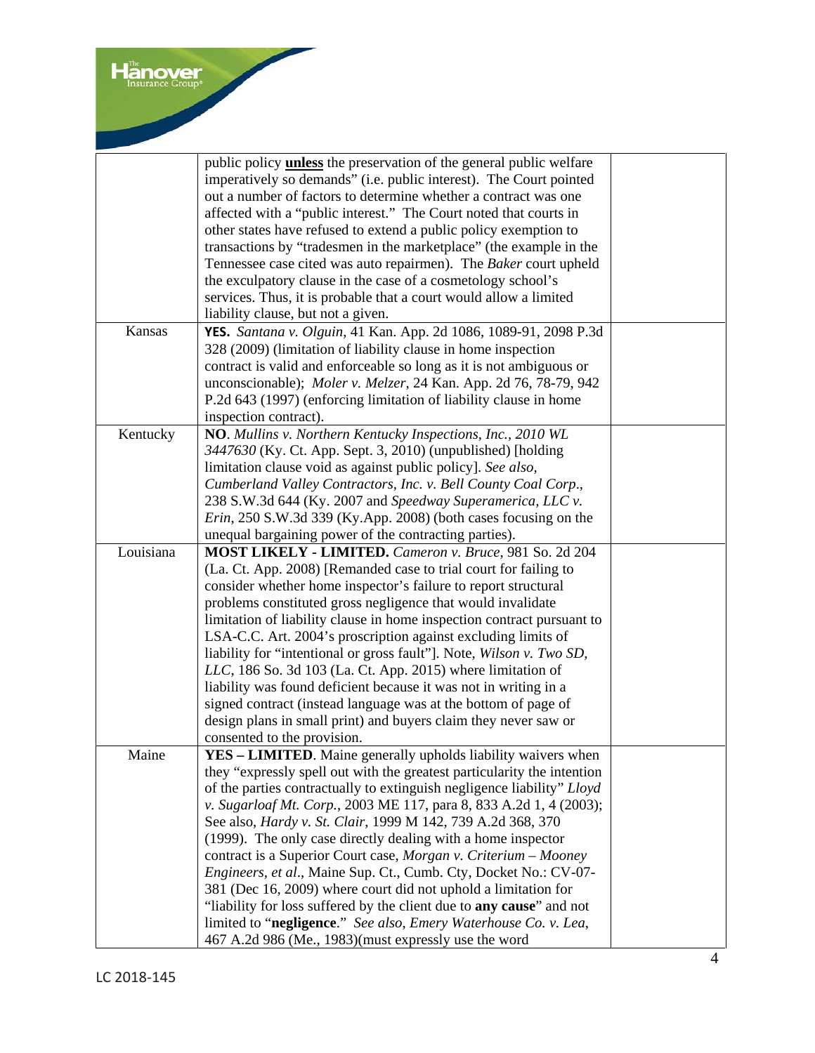| | | |
|---|---|---|
| | public policy **unless** the preservation of the general public welfare imperatively so demands" (i.e. public interest). The Court pointed out a number of factors to determine whether a contract was one affected with a "public interest." The Court noted that courts in other states have refused to extend a public policy exemption to transactions by "tradesmen in the marketplace" (the example in the Tennessee case cited was auto repairmen). The *Baker* court upheld the exculpatory clause in the case of a cosmetology school's services. Thus, it is probable that a court would allow a limited liability clause, but not a given. | |
| Kansas | **YES.** *Santana v. Olguin*, 41 Kan. App. 2d 1086, 1089-91, 2098 P.3d 328 (2009) (limitation of liability clause in home inspection contract is valid and enforceable so long as it is not ambiguous or unconscionable); *Moler v. Melzer*, 24 Kan. App. 2d 76, 78-79, 942 P.2d 643 (1997) (enforcing limitation of liability clause in home inspection contract). | |
| Kentucky | **NO**. *Mullins v. Northern Kentucky Inspections, Inc., 2010 WL 3447630* (Ky. Ct. App. Sept. 3, 2010) (unpublished) [holding limitation clause void as against public policy]. *See also*, *Cumberland Valley Contractors, Inc. v. Bell County Coal Corp*., 238 S.W.3d 644 (Ky. 2007 and *Speedway Superamerica, LLC v. Erin*, 250 S.W.3d 339 (Ky.App. 2008) (both cases focusing on the unequal bargaining power of the contracting parties). | |
| Louisiana | **MOST LIKELY - LIMITED.** *Cameron v. Bruce*, 981 So. 2d 204 (La. Ct. App. 2008) [Remanded case to trial court for failing to consider whether home inspector's failure to report structural problems constituted gross negligence that would invalidate limitation of liability clause in home inspection contract pursuant to LSA-C.C. Art. 2004's proscription against excluding limits of liability for "intentional or gross fault"]. Note, *Wilson v. Two SD, LLC*, 186 So. 3d 103 (La. Ct. App. 2015) where limitation of liability was found deficient because it was not in writing in a signed contract (instead language was at the bottom of page of design plans in small print) and buyers claim they never saw or consented to the provision. | |
| Maine | **YES – LIMITED**. Maine generally upholds liability waivers when they "expressly spell out with the greatest particularity the intention of the parties contractually to extinguish negligence liability" *Lloyd v. Sugarloaf Mt. Corp.*, 2003 ME 117, para 8, 833 A.2d 1, 4 (2003); See also, *Hardy v. St. Clair*, 1999 M 142, 739 A.2d 368, 370 (1999). The only case directly dealing with a home inspector contract is a Superior Court case, *Morgan v. Criterium – Mooney Engineers, et al*., Maine Sup. Ct., Cumb. Cty, Docket No.: CV-07-381 (Dec 16, 2009) where court did not uphold a limitation for "liability for loss suffered by the client due to **any cause**" and not limited to "**negligence**." *See also, Emery Waterhouse Co. v. Lea*, 467 A.2d 986 (Me., 1983)(must expressly use the word | |

LC 2018-145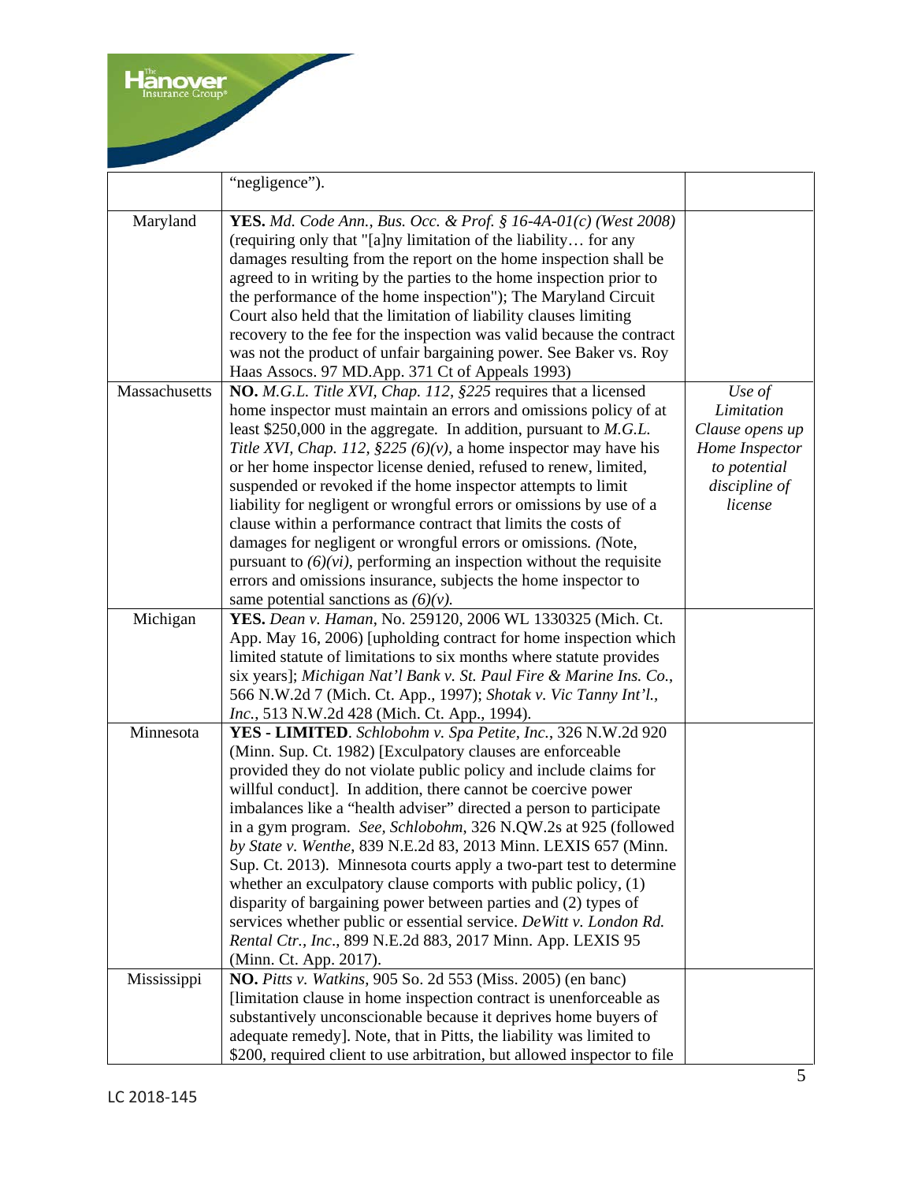|  |  |  |
|---|---|---|
|  | "negligence"). |  |
| Maryland | **YES.** *Md. Code Ann., Bus. Occ. & Prof. § 16-4A-01(c) (West 2008)* (requiring only that "[a]ny limitation of the liability… for any damages resulting from the report on the home inspection shall be agreed to in writing by the parties to the home inspection prior to the performance of the home inspection"); The Maryland Circuit Court also held that the limitation of liability clauses limiting recovery to the fee for the inspection was valid because the contract was not the product of unfair bargaining power. See Baker vs. Roy Haas Assocs. 97 MD.App. 371 Ct of Appeals 1993) |  |
| Massachusetts | **NO.** *M.G.L. Title XVI, Chap. 112, §225* requires that a licensed home inspector must maintain an errors and omissions policy of at least $250,000 in the aggregate. In addition, pursuant to *M.G.L. Title XVI, Chap. 112, §225 (6)(v)*, a home inspector may have his or her home inspector license denied, refused to renew, limited, suspended or revoked if the home inspector attempts to limit liability for negligent or wrongful errors or omissions by use of a clause within a performance contract that limits the costs of damages for negligent or wrongful errors or omissions. *(*Note, pursuant to *(6)(vi)*, performing an inspection without the requisite errors and omissions insurance, subjects the home inspector to same potential sanctions as *(6)(v)*. | *Use of Limitation Clause opens up Home Inspector to potential discipline of license* |
| Michigan | **YES.** *Dean v. Haman*, No. 259120, 2006 WL 1330325 (Mich. Ct. App. May 16, 2006) [upholding contract for home inspection which limited statute of limitations to six months where statute provides six years]; *Michigan Nat'l Bank v. St. Paul Fire & Marine Ins. Co.*, 566 N.W.2d 7 (Mich. Ct. App., 1997); *Shotak v. Vic Tanny Int'l., Inc.*, 513 N.W.2d 428 (Mich. Ct. App., 1994). |  |
| Minnesota | **YES - LIMITED**. *Schlobohm v. Spa Petite, Inc.*, 326 N.W.2d 920 (Minn. Sup. Ct. 1982) [Exculpatory clauses are enforceable provided they do not violate public policy and include claims for willful conduct]. In addition, there cannot be coercive power imbalances like a "health adviser" directed a person to participate in a gym program. *See, Schlobohm*, 326 N.QW.2s at 925 (followed *by State v. Wenthe*, 839 N.E.2d 83, 2013 Minn. LEXIS 657 (Minn. Sup. Ct. 2013). Minnesota courts apply a two-part test to determine whether an exculpatory clause comports with public policy, (1) disparity of bargaining power between parties and (2) types of services whether public or essential service. *DeWitt v. London Rd. Rental Ctr., Inc*., 899 N.E.2d 883, 2017 Minn. App. LEXIS 95 (Minn. Ct. App. 2017). |  |
| Mississippi | **NO.** *Pitts v. Watkins*, 905 So. 2d 553 (Miss. 2005) (en banc) [limitation clause in home inspection contract is unenforceable as substantively unconscionable because it deprives home buyers of adequate remedy]. Note, that in Pitts, the liability was limited to $200, required client to use arbitration, but allowed inspector to file |  |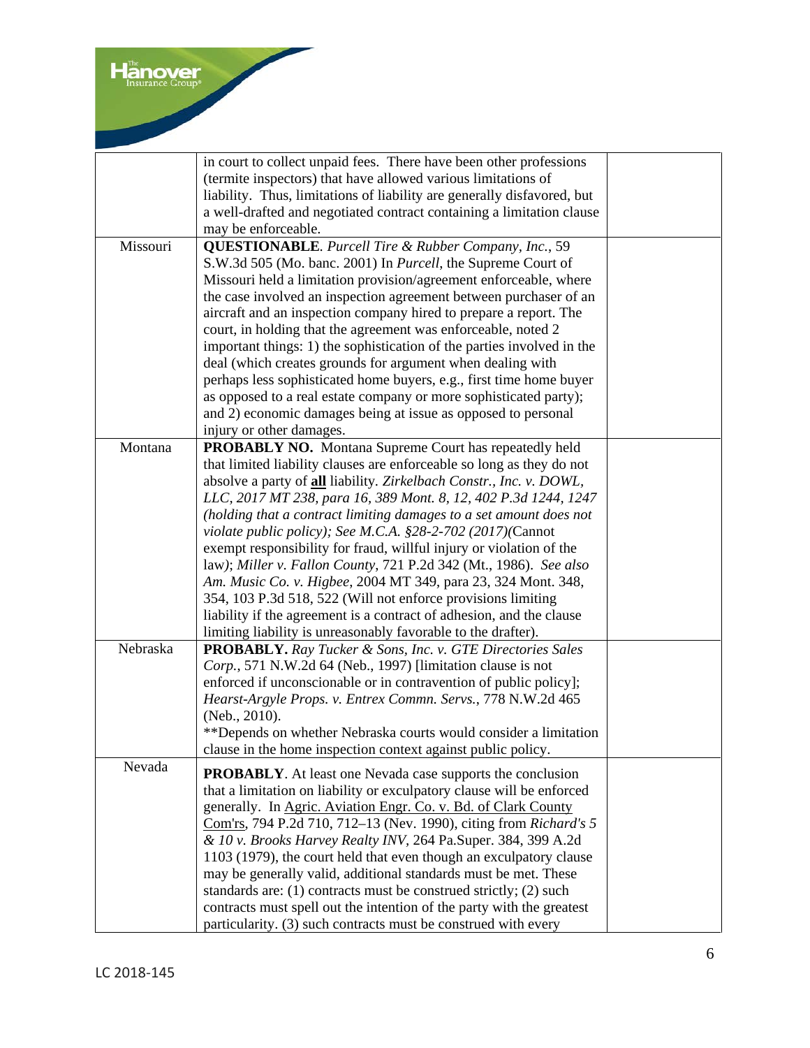| | | |
|---|---|---|
| | in court to collect unpaid fees. There have been other professions (termite inspectors) that have allowed various limitations of liability. Thus, limitations of liability are generally disfavored, but a well-drafted and negotiated contract containing a limitation clause may be enforceable. | |
| Missouri | **QUESTIONABLE**. *Purcell Tire & Rubber Company, Inc.*, 59 S.W.3d 505 (Mo. banc. 2001) In *Purcell*, the Supreme Court of Missouri held a limitation provision/agreement enforceable, where the case involved an inspection agreement between purchaser of an aircraft and an inspection company hired to prepare a report. The court, in holding that the agreement was enforceable, noted 2 important things: 1) the sophistication of the parties involved in the deal (which creates grounds for argument when dealing with perhaps less sophisticated home buyers, e.g., first time home buyer as opposed to a real estate company or more sophisticated party); and 2) economic damages being at issue as opposed to personal injury or other damages. | |
| Montana | **PROBABLY NO.** Montana Supreme Court has repeatedly held that limited liability clauses are enforceable so long as they do not absolve a party of **all** liability. *Zirkelbach Constr., Inc. v. DOWL, LLC, 2017 MT 238, para 16, 389 Mont. 8, 12, 402 P.3d 1244, 1247 (holding that a contract limiting damages to a set amount does not violate public policy); See M.C.A. §28-2-702 (2017)*(Cannot exempt responsibility for fraud, willful injury or violation of the law*)*; *Miller v. Fallon County*, 721 P.2d 342 (Mt., 1986). *See also Am. Music Co. v. Higbee*, 2004 MT 349, para 23, 324 Mont. 348, 354, 103 P.3d 518, 522 (Will not enforce provisions limiting liability if the agreement is a contract of adhesion, and the clause limiting liability is unreasonably favorable to the drafter). | |
| Nebraska | **PROBABLY.** *Ray Tucker & Sons, Inc. v. GTE Directories Sales Corp.*, 571 N.W.2d 64 (Neb., 1997) [limitation clause is not enforced if unconscionable or in contravention of public policy]; *Hearst-Argyle Props. v. Entrex Commn. Servs.*, 778 N.W.2d 465 (Neb., 2010).<br>**Depends on whether Nebraska courts would consider a limitation clause in the home inspection context against public policy. | |
| Nevada | **PROBABLY**. At least one Nevada case supports the conclusion that a limitation on liability or exculpatory clause will be enforced generally. In Agric. Aviation Engr. Co. v. Bd. of Clark County Com'rs, 794 P.2d 710, 712–13 (Nev. 1990), citing from *Richard's 5 & 10 v. Brooks Harvey Realty INV*, 264 Pa.Super. 384, 399 A.2d 1103 (1979), the court held that even though an exculpatory clause may be generally valid, additional standards must be met. These standards are: (1) contracts must be construed strictly; (2) such contracts must spell out the intention of the party with the greatest particularity. (3) such contracts must be construed with every | |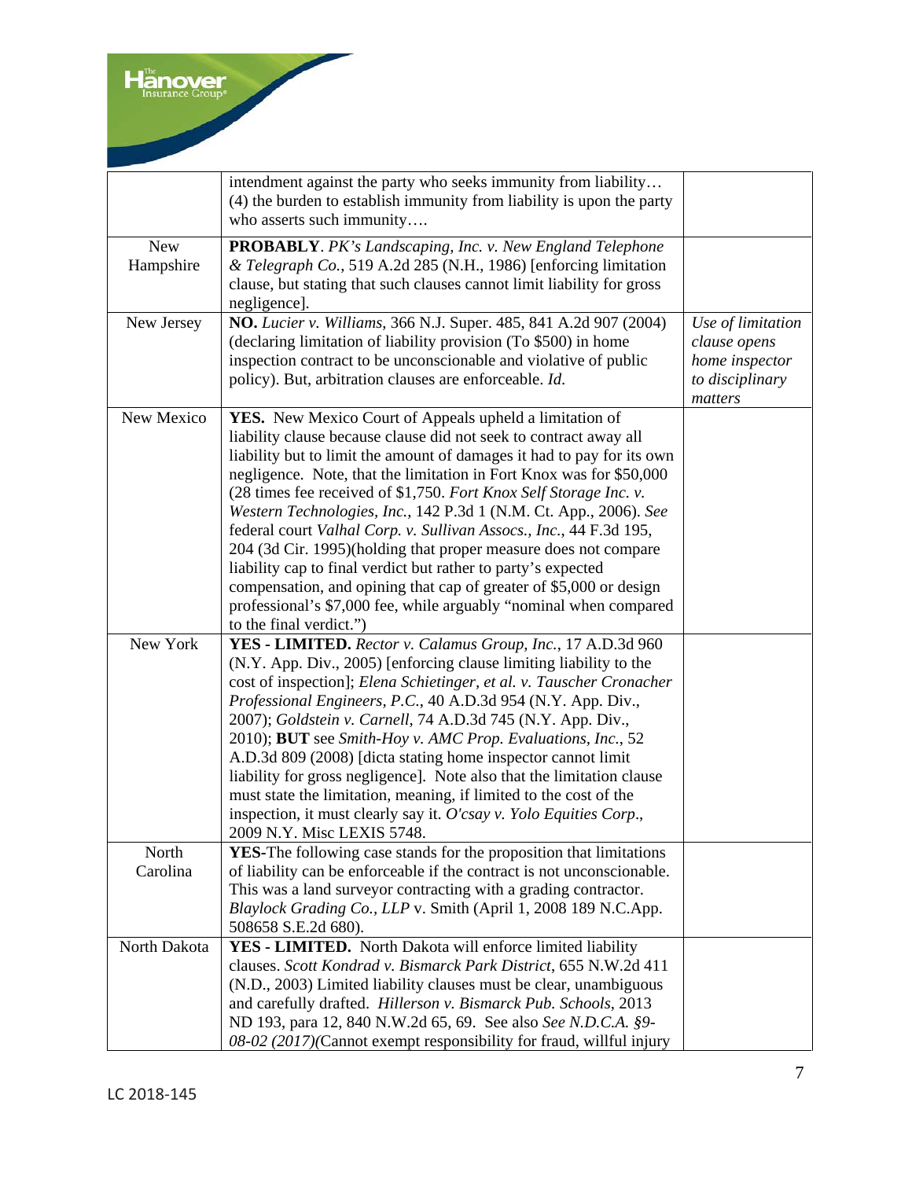| | | |
|---|---|---|
| | intendment against the party who seeks immunity from liability… (4) the burden to establish immunity from liability is upon the party who asserts such immunity…. | |
| New Hampshire | **PROBABLY**. *PK's Landscaping, Inc. v. New England Telephone & Telegraph Co.*, 519 A.2d 285 (N.H., 1986) [enforcing limitation clause, but stating that such clauses cannot limit liability for gross negligence]. | |
| New Jersey | **NO.** *Lucier v. Williams*, 366 N.J. Super. 485, 841 A.2d 907 (2004) (declaring limitation of liability provision (To $500) in home inspection contract to be unconscionable and violative of public policy). But, arbitration clauses are enforceable. *Id.* | *Use of limitation clause opens home inspector to disciplinary matters* |
| New Mexico | **YES.** New Mexico Court of Appeals upheld a limitation of liability clause because clause did not seek to contract away all liability but to limit the amount of damages it had to pay for its own negligence. Note, that the limitation in Fort Knox was for $50,000 (28 times fee received of $1,750. *Fort Knox Self Storage Inc. v. Western Technologies, Inc.*, 142 P.3d 1 (N.M. Ct. App., 2006). *See* federal court *Valhal Corp. v. Sullivan Assocs., Inc.*, 44 F.3d 195, 204 (3d Cir. 1995)(holding that proper measure does not compare liability cap to final verdict but rather to party's expected compensation, and opining that cap of greater of $5,000 or design professional's $7,000 fee, while arguably "nominal when compared to the final verdict.") | |
| New York | **YES - LIMITED.** *Rector v. Calamus Group, Inc.*, 17 A.D.3d 960 (N.Y. App. Div., 2005) [enforcing clause limiting liability to the cost of inspection]; *Elena Schietinger, et al. v. Tauscher Cronacher Professional Engineers, P.C.*, 40 A.D.3d 954 (N.Y. App. Div., 2007); *Goldstein v. Carnell*, 74 A.D.3d 745 (N.Y. App. Div., 2010); **BUT** see *Smith-Hoy v. AMC Prop. Evaluations, Inc.*, 52 A.D.3d 809 (2008) [dicta stating home inspector cannot limit liability for gross negligence]. Note also that the limitation clause must state the limitation, meaning, if limited to the cost of the inspection, it must clearly say it. *O'csay v. Yolo Equities Corp.*, 2009 N.Y. Misc LEXIS 5748. | |
| North Carolina | **YES**-The following case stands for the proposition that limitations of liability can be enforceable if the contract is not unconscionable. This was a land surveyor contracting with a grading contractor. *Blaylock Grading Co., LLP* v. Smith (April 1, 2008 189 N.C.App. 508658 S.E.2d 680). | |
| North Dakota | **YES - LIMITED.** North Dakota will enforce limited liability clauses. *Scott Kondrad v. Bismarck Park District*, 655 N.W.2d 411 (N.D., 2003) Limited liability clauses must be clear, unambiguous and carefully drafted. *Hillerson v. Bismarck Pub. Schools*, 2013 ND 193, para 12, 840 N.W.2d 65, 69. See also *See N.D.C.A. §9-08-02 (2017)*(Cannot exempt responsibility for fraud, willful injury | |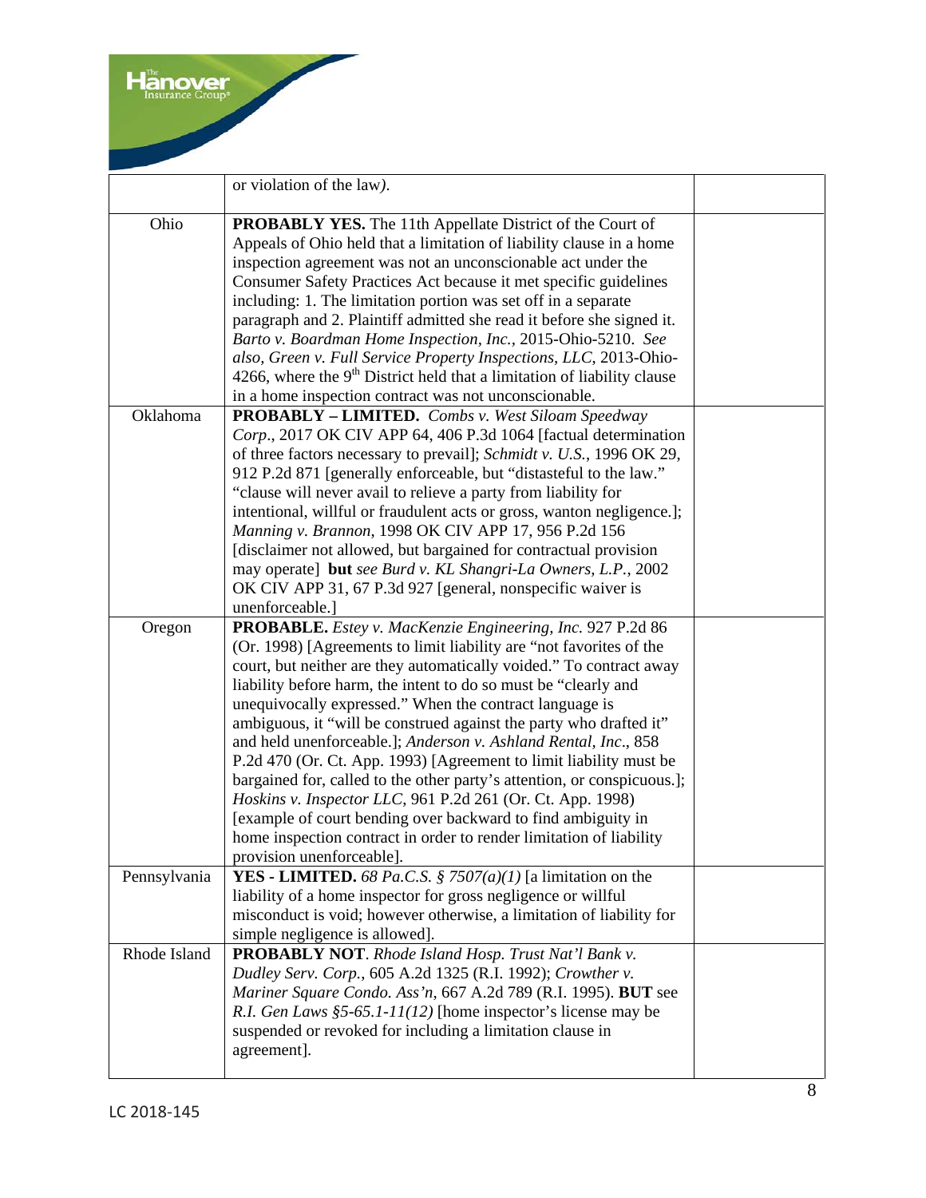| | | |
|---|---|---|
| | or violation of the law*)*. | |
| Ohio | **PROBABLY YES.** The 11th Appellate District of the Court of Appeals of Ohio held that a limitation of liability clause in a home inspection agreement was not an unconscionable act under the Consumer Safety Practices Act because it met specific guidelines including: 1. The limitation portion was set off in a separate paragraph and 2. Plaintiff admitted she read it before she signed it. *Barto v. Boardman Home Inspection, Inc.*, 2015-Ohio-5210. *See also, Green v. Full Service Property Inspections, LLC*, 2013-Ohio-4266, where the 9th District held that a limitation of liability clause in a home inspection contract was not unconscionable. | |
| Oklahoma | **PROBABLY – LIMITED.** *Combs v. West Siloam Speedway Corp*., 2017 OK CIV APP 64, 406 P.3d 1064 [factual determination of three factors necessary to prevail]; *Schmidt v. U.S.*, 1996 OK 29, 912 P.2d 871 [generally enforceable, but "distasteful to the law." "clause will never avail to relieve a party from liability for intentional, willful or fraudulent acts or gross, wanton negligence.]; *Manning v. Brannon*, 1998 OK CIV APP 17, 956 P.2d 156 [disclaimer not allowed, but bargained for contractual provision may operate] **but** *see Burd v. KL Shangri-La Owners, L.P.*, 2002 OK CIV APP 31, 67 P.3d 927 [general, nonspecific waiver is unenforceable.] | |
| Oregon | **PROBABLE.** *Estey v. MacKenzie Engineering, Inc.* 927 P.2d 86 (Or. 1998) [Agreements to limit liability are "not favorites of the court, but neither are they automatically voided." To contract away liability before harm, the intent to do so must be "clearly and unequivocally expressed." When the contract language is ambiguous, it "will be construed against the party who drafted it" and held unenforceable.]; *Anderson v. Ashland Rental, Inc*., 858 P.2d 470 (Or. Ct. App. 1993) [Agreement to limit liability must be bargained for, called to the other party's attention, or conspicuous.]; *Hoskins v. Inspector LLC*, 961 P.2d 261 (Or. Ct. App. 1998) [example of court bending over backward to find ambiguity in home inspection contract in order to render limitation of liability provision unenforceable]. | |
| Pennsylvania | **YES - LIMITED.** *68 Pa.C.S. § 7507(a)(1)* [a limitation on the liability of a home inspector for gross negligence or willful misconduct is void; however otherwise, a limitation of liability for simple negligence is allowed]. | |
| Rhode Island | **PROBABLY NOT**. *Rhode Island Hosp. Trust Nat'l Bank v. Dudley Serv. Corp.*, 605 A.2d 1325 (R.I. 1992); *Crowther v. Mariner Square Condo. Ass'n*, 667 A.2d 789 (R.I. 1995). **BUT** see *R.I. Gen Laws §5-65.1-11(12)* [home inspector's license may be suspended or revoked for including a limitation clause in agreement]. | |

LC 2018-145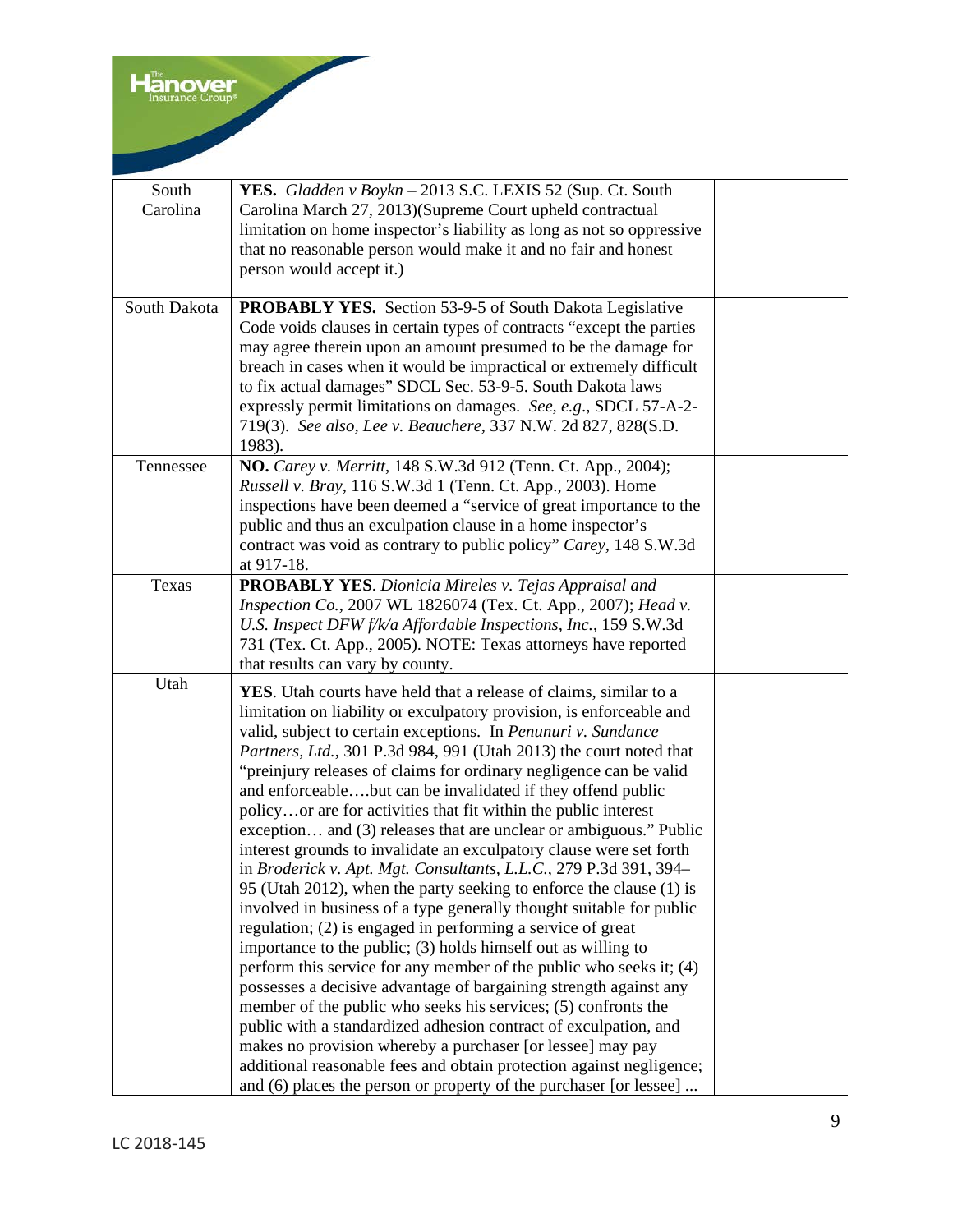| | | |
|---|---|---|
| South Carolina | **YES.** *Gladden v Boykn* – 2013 S.C. LEXIS 52 (Sup. Ct. South Carolina March 27, 2013)(Supreme Court upheld contractual limitation on home inspector's liability as long as not so oppressive that no reasonable person would make it and no fair and honest person would accept it.) | |
| South Dakota | **PROBABLY YES.** Section 53-9-5 of South Dakota Legislative Code voids clauses in certain types of contracts "except the parties may agree therein upon an amount presumed to be the damage for breach in cases when it would be impractical or extremely difficult to fix actual damages" SDCL Sec. 53-9-5. South Dakota laws expressly permit limitations on damages. *See, e.g*., SDCL 57-A-2-719(3). *See also, Lee v. Beauchere*, 337 N.W. 2d 827, 828(S.D. 1983). | |
| Tennessee | **NO.** *Carey v. Merritt*, 148 S.W.3d 912 (Tenn. Ct. App., 2004); *Russell v. Bray*, 116 S.W.3d 1 (Tenn. Ct. App., 2003). Home inspections have been deemed a "service of great importance to the public and thus an exculpation clause in a home inspector's contract was void as contrary to public policy" *Carey*, 148 S.W.3d at 917-18. | |
| Texas | **PROBABLY YES**. *Dionicia Mireles v. Tejas Appraisal and Inspection Co.*, 2007 WL 1826074 (Tex. Ct. App., 2007); *Head v. U.S. Inspect DFW f/k/a Affordable Inspections, Inc.*, 159 S.W.3d 731 (Tex. Ct. App., 2005). NOTE: Texas attorneys have reported that results can vary by county. | |
| Utah | **YES**. Utah courts have held that a release of claims, similar to a limitation on liability or exculpatory provision, is enforceable and valid, subject to certain exceptions. In *Penunuri v. Sundance Partners, Ltd.*, 301 P.3d 984, 991 (Utah 2013) the court noted that "preinjury releases of claims for ordinary negligence can be valid and enforceable….but can be invalidated if they offend public policy…or are for activities that fit within the public interest exception… and (3) releases that are unclear or ambiguous." Public interest grounds to invalidate an exculpatory clause were set forth in *Broderick v. Apt. Mgt. Consultants, L.L.C.*, 279 P.3d 391, 394–95 (Utah 2012), when the party seeking to enforce the clause (1) is involved in business of a type generally thought suitable for public regulation; (2) is engaged in performing a service of great importance to the public; (3) holds himself out as willing to perform this service for any member of the public who seeks it; (4) possesses a decisive advantage of bargaining strength against any member of the public who seeks his services; (5) confronts the public with a standardized adhesion contract of exculpation, and makes no provision whereby a purchaser [or lessee] may pay additional reasonable fees and obtain protection against negligence; and (6) places the person or property of the purchaser [or lessee] ... | |

LC 2018-145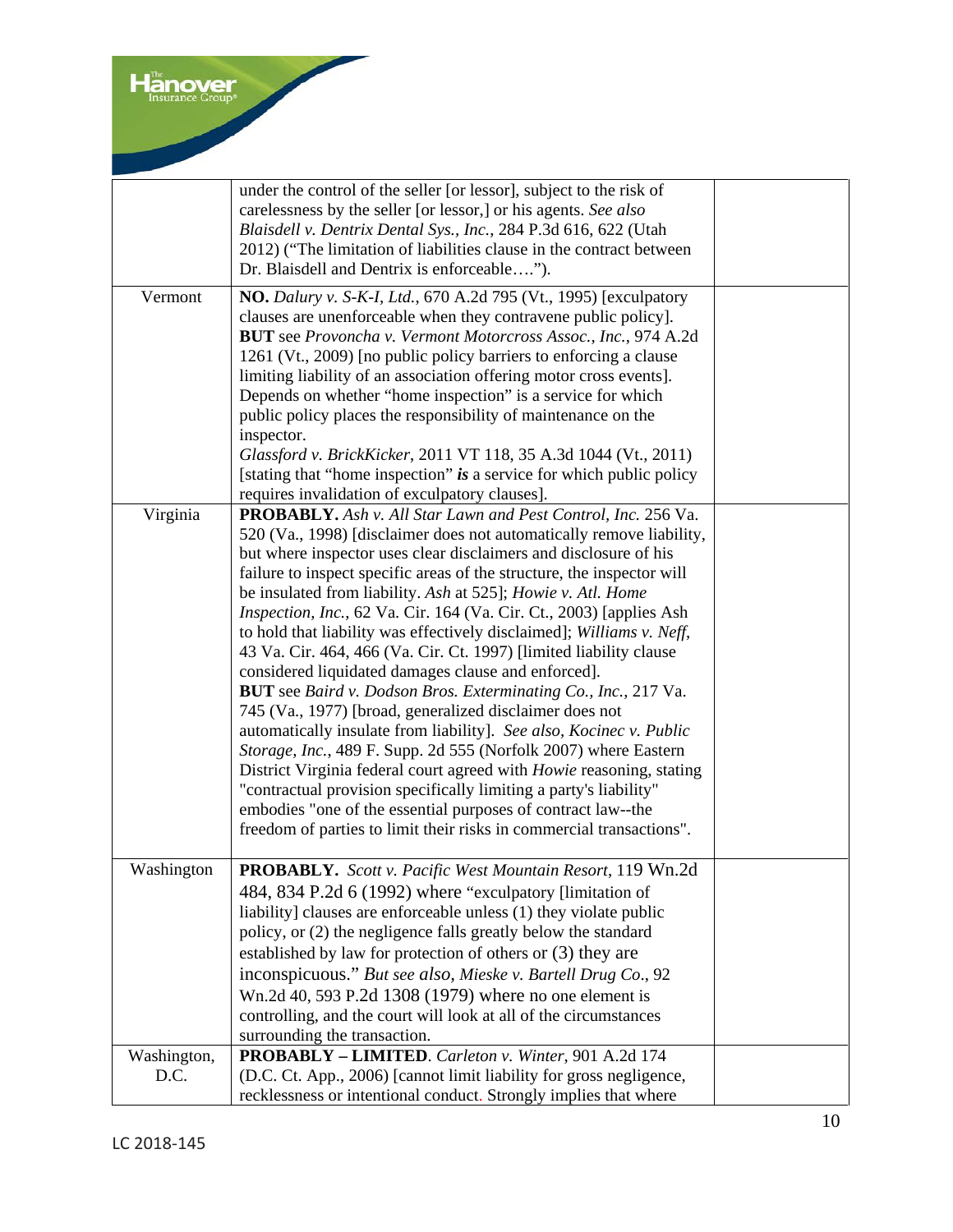| | | |
|---|---|---|
| | under the control of the seller [or lessor], subject to the risk of carelessness by the seller [or lessor,] or his agents. *See also Blaisdell v. Dentrix Dental Sys., Inc.*, 284 P.3d 616, 622 (Utah 2012) ("The limitation of liabilities clause in the contract between Dr. Blaisdell and Dentrix is enforceable…."). | |
| Vermont | **NO.** *Dalury v. S-K-I, Ltd.*, 670 A.2d 795 (Vt., 1995) [exculpatory clauses are unenforceable when they contravene public policy]. **BUT** see *Provoncha v. Vermont Motorcross Assoc., Inc.*, 974 A.2d 1261 (Vt., 2009) [no public policy barriers to enforcing a clause limiting liability of an association offering motor cross events]. Depends on whether "home inspection" is a service for which public policy places the responsibility of maintenance on the inspector. *Glassford v. BrickKicker*, 2011 VT 118, 35 A.3d 1044 (Vt., 2011) [stating that "home inspection" ***is*** a service for which public policy requires invalidation of exculpatory clauses]. | |
| Virginia | **PROBABLY.** *Ash v. All Star Lawn and Pest Control, Inc.* 256 Va. 520 (Va., 1998) [disclaimer does not automatically remove liability, but where inspector uses clear disclaimers and disclosure of his failure to inspect specific areas of the structure, the inspector will be insulated from liability. *Ash* at 525]; *Howie v. Atl. Home Inspection, Inc.*, 62 Va. Cir. 164 (Va. Cir. Ct., 2003) [applies Ash to hold that liability was effectively disclaimed]; *Williams v. Neff*, 43 Va. Cir. 464, 466 (Va. Cir. Ct. 1997) [limited liability clause considered liquidated damages clause and enforced]. **BUT** see *Baird v. Dodson Bros. Exterminating Co., Inc.*, 217 Va. 745 (Va., 1977) [broad, generalized disclaimer does not automatically insulate from liability]. *See also*, *Kocinec v. Public Storage, Inc.*, 489 F. Supp. 2d 555 (Norfolk 2007) where Eastern District Virginia federal court agreed with *Howie* reasoning, stating "contractual provision specifically limiting a party's liability" embodies "one of the essential purposes of contract law--the freedom of parties to limit their risks in commercial transactions". | |
| Washington | **PROBABLY.** *Scott v. Pacific West Mountain Resort*, 119 Wn.2d 484, 834 P.2d 6 (1992) where "exculpatory [limitation of liability] clauses are enforceable unless (1) they violate public policy, or (2) the negligence falls greatly below the standard established by law for protection of others or (3) they are inconspicuous." *But see also, Mieske v. Bartell Drug Co*., 92 Wn.2d 40, 593 P.2d 1308 (1979) where no one element is controlling, and the court will look at all of the circumstances surrounding the transaction. | |
| Washington, D.C. | **PROBABLY – LIMITED**. *Carleton v. Winter*, 901 A.2d 174 (D.C. Ct. App., 2006) [cannot limit liability for gross negligence, recklessness or intentional conduct. Strongly implies that where | |

LC 2018-145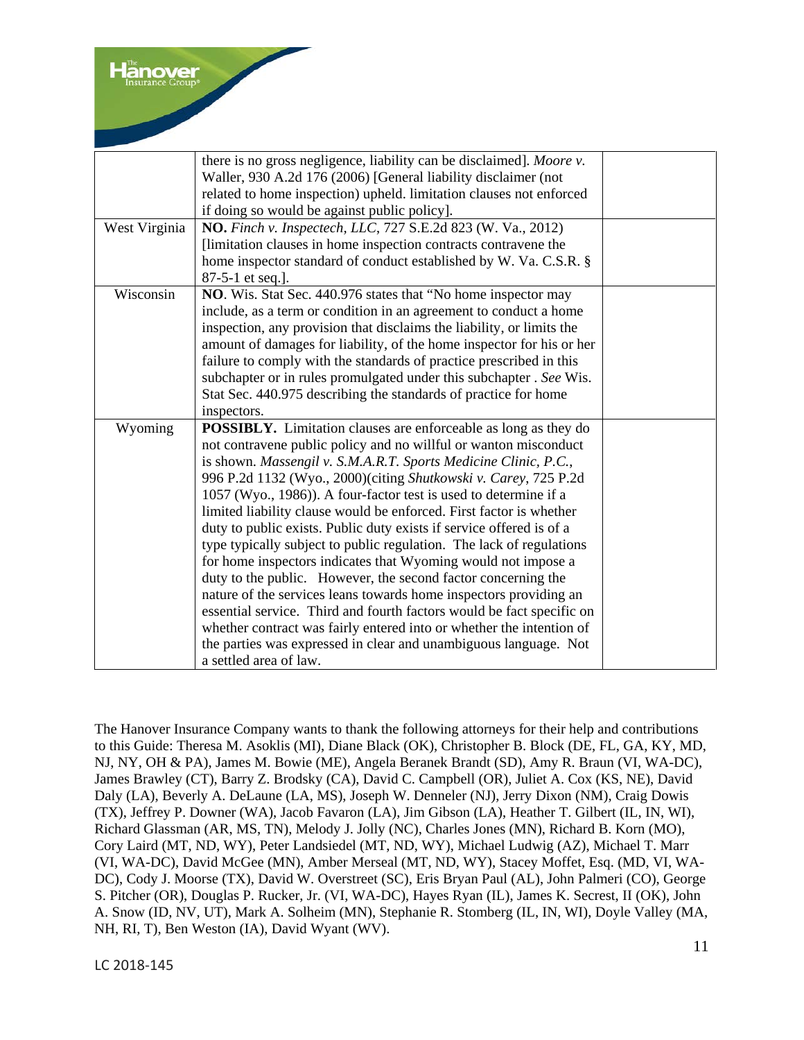| | | |
|---|---|---|
| | there is no gross negligence, liability can be disclaimed]. *Moore v. Waller*, 930 A.2d 176 (2006) [General liability disclaimer (not related to home inspection) upheld. limitation clauses not enforced if doing so would be against public policy]. | |
| West Virginia | **NO.** *Finch v. Inspectech, LLC*, 727 S.E.2d 823 (W. Va., 2012) [limitation clauses in home inspection contracts contravene the home inspector standard of conduct established by W. Va. C.S.R. § 87-5-1 et seq.]. | |
| Wisconsin | **NO**. Wis. Stat Sec. 440.976 states that "No home inspector may include, as a term or condition in an agreement to conduct a home inspection, any provision that disclaims the liability, or limits the amount of damages for liability, of the home inspector for his or her failure to comply with the standards of practice prescribed in this subchapter or in rules promulgated under this subchapter . *See* Wis. Stat Sec. 440.975 describing the standards of practice for home inspectors. | |
| Wyoming | **POSSIBLY.** Limitation clauses are enforceable as long as they do not contravene public policy and no willful or wanton misconduct is shown. *Massengil v. S.M.A.R.T. Sports Medicine Clinic, P.C.*, 996 P.2d 1132 (Wyo., 2000)(citing *Shutkowski v. Carey*, 725 P.2d 1057 (Wyo., 1986)). A four-factor test is used to determine if a limited liability clause would be enforced. First factor is whether duty to public exists. Public duty exists if service offered is of a type typically subject to public regulation. The lack of regulations for home inspectors indicates that Wyoming would not impose a duty to the public. However, the second factor concerning the nature of the services leans towards home inspectors providing an essential service. Third and fourth factors would be fact specific on whether contract was fairly entered into or whether the intention of the parties was expressed in clear and unambiguous language. Not a settled area of law. | |

The Hanover Insurance Company wants to thank the following attorneys for their help and contributions to this Guide: Theresa M. Asoklis (MI), Diane Black (OK), Christopher B. Block (DE, FL, GA, KY, MD, NJ, NY, OH & PA), James M. Bowie (ME), Angela Beranek Brandt (SD), Amy R. Braun (VI, WA-DC), James Brawley (CT), Barry Z. Brodsky (CA), David C. Campbell (OR), Juliet A. Cox (KS, NE), David Daly (LA), Beverly A. DeLaune (LA, MS), Joseph W. Denneler (NJ), Jerry Dixon (NM), Craig Dowis (TX), Jeffrey P. Downer (WA), Jacob Favaron (LA), Jim Gibson (LA), Heather T. Gilbert (IL, IN, WI), Richard Glassman (AR, MS, TN), Melody J. Jolly (NC), Charles Jones (MN), Richard B. Korn (MO), Cory Laird (MT, ND, WY), Peter Landsiedel (MT, ND, WY), Michael Ludwig (AZ), Michael T. Marr (VI, WA-DC), David McGee (MN), Amber Merseal (MT, ND, WY), Stacey Moffet, Esq. (MD, VI, WA-DC), Cody J. Moorse (TX), David W. Overstreet (SC), Eris Bryan Paul (AL), John Palmeri (CO), George S. Pitcher (OR), Douglas P. Rucker, Jr. (VI, WA-DC), Hayes Ryan (IL), James K. Secrest, II (OK), John A. Snow (ID, NV, UT), Mark A. Solheim (MN), Stephanie R. Stomberg (IL, IN, WI), Doyle Valley (MA, NH, RI, T), Ben Weston (IA), David Wyant (WV).

LC 2018-145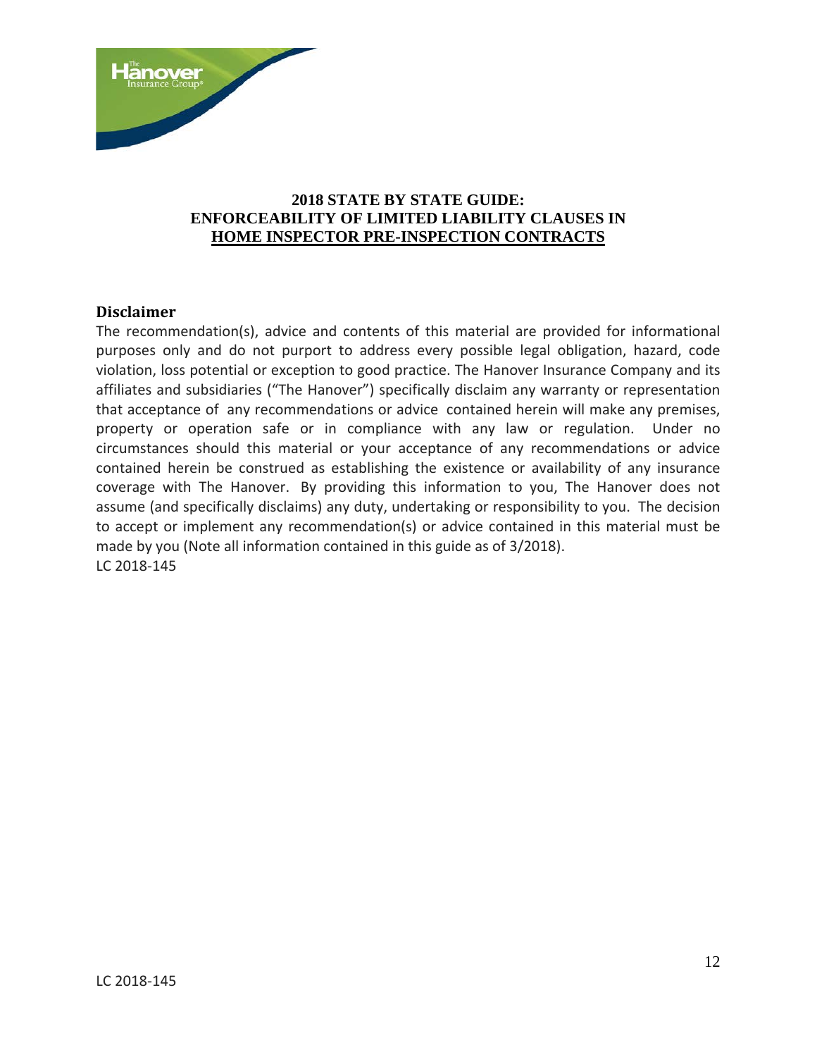**2018 STATE BY STATE GUIDE:**
**ENFORCEABILITY OF LIMITED LIABILITY CLAUSES IN**
**HOME INSPECTOR PRE-INSPECTION CONTRACTS**

## Disclaimer

The recommendation(s), advice and contents of this material are provided for informational purposes only and do not purport to address every possible legal obligation, hazard, code violation, loss potential or exception to good practice. The Hanover Insurance Company and its affiliates and subsidiaries ("The Hanover") specifically disclaim any warranty or representation that acceptance of any recommendations or advice contained herein will make any premises, property or operation safe or in compliance with any law or regulation. Under no circumstances should this material or your acceptance of any recommendations or advice contained herein be construed as establishing the existence or availability of any insurance coverage with The Hanover. By providing this information to you, The Hanover does not assume (and specifically disclaims) any duty, undertaking or responsibility to you. The decision to accept or implement any recommendation(s) or advice contained in this material must be made by you (Note all information contained in this guide as of 3/2018).
LC 2018-145